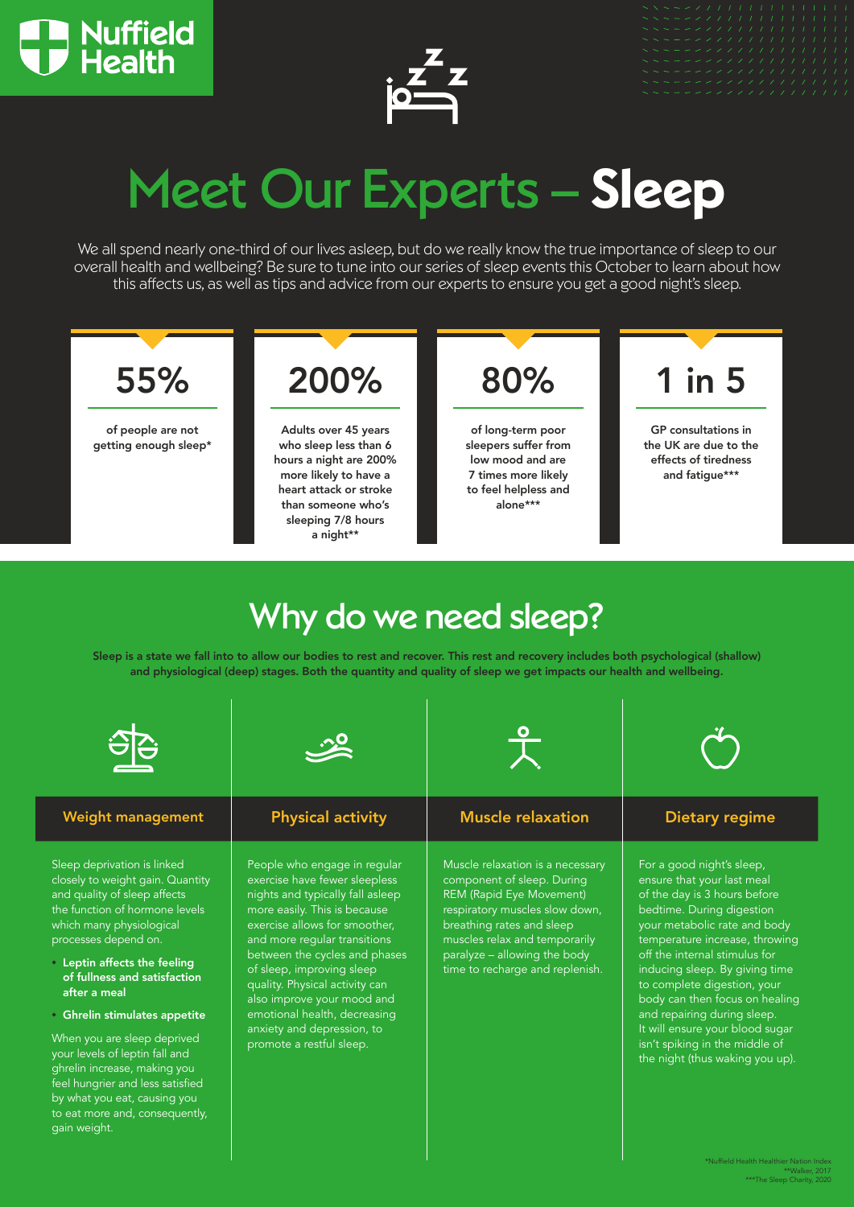# Meet Our Experts – Sleep

We all spend nearly one-third of our lives asleep, but do we really know the true importance of sleep to our overall health and wellbeing? Be sure to tune into our series of sleep events this October to learn about how this affects us, as well as tips and advice from our experts to ensure you get a good night's sleep.

**55%**

of people are not getting enough sleep*

**200%**

Adults over 45 years who sleep less than 6 hours a night are 200% more likely to have a heart attack or stroke than someone who's sleeping 7/8 hours a night**

**80%**

of long-term poor sleepers suffer from low mood and are 7 times more likely to feel helpless and alone***

**1 in 5**

GP consultations in the UK are due to the effects of tiredness and fatigue***

## Why do we need sleep?

**Sleep is a state we fall into to allow our bodies to rest and recover. This rest and recovery includes both psychological (shallow) and physiological (deep) stages. Both the quantity and quality of sleep we get impacts our health and wellbeing.**

### Weight management

Sleep deprivation is linked closely to weight gain. Quantity and quality of sleep affects the function of hormone levels which many physiological processes depend on.

- **Leptin affects the feeling of fullness and satisfaction after a meal**
- **Ghrelin stimulates appetite**

When you are sleep deprived your levels of leptin fall and ghrelin increase, making you feel hungrier and less satisfied by what you eat, causing you to eat more and, consequently, gain weight.

### Physical activity

People who engage in regular exercise have fewer sleepless nights and typically fall asleep more easily. This is because exercise allows for smoother, and more regular transitions between the cycles and phases of sleep, improving sleep quality. Physical activity can also improve your mood and emotional health, decreasing anxiety and depression, to promote a restful sleep.

### Muscle relaxation

Muscle relaxation is a necessary component of sleep. During REM (Rapid Eye Movement) respiratory muscles slow down, breathing rates and sleep muscles relax and temporarily paralyze – allowing the body time to recharge and replenish.

### Dietary regime

For a good night's sleep, ensure that your last meal of the day is 3 hours before bedtime. During digestion your metabolic rate and body temperature increase, throwing off the internal stimulus for inducing sleep. By giving time to complete digestion, your body can then focus on healing and repairing during sleep. It will ensure your blood sugar isn't spiking in the middle of the night (thus waking you up).

*Nuffield Health Healthier Nation Index
**Walker, 2017
***The Sleep Charity, 2020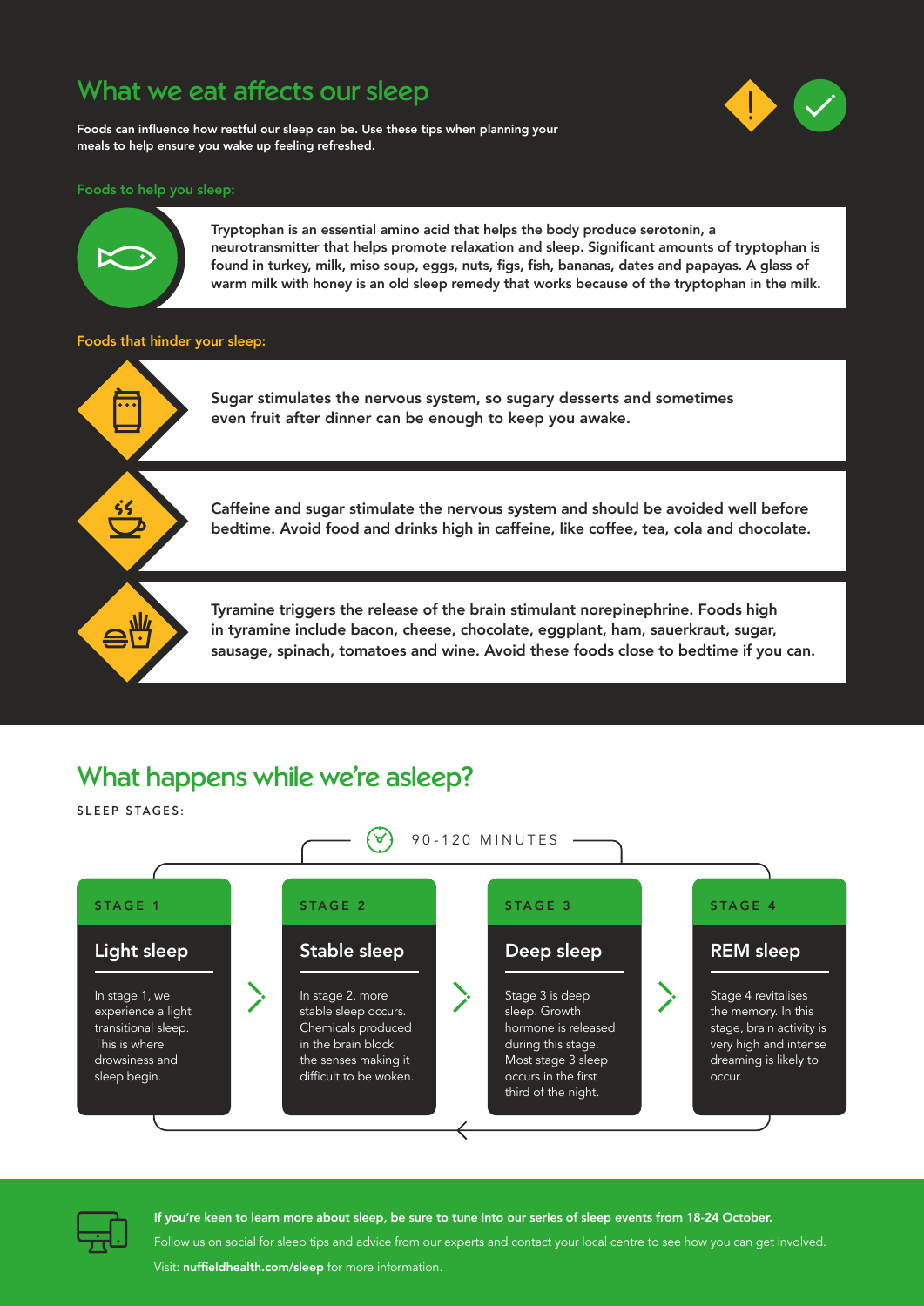## What we eat affects our sleep

**Foods can influence how restful our sleep can be. Use these tips when planning your meals to help ensure you wake up feeling refreshed.**

### Foods to help you sleep:

Tryptophan is an essential amino acid that helps the body produce serotonin, a neurotransmitter that helps promote relaxation and sleep. Significant amounts of tryptophan is found in turkey, milk, miso soup, eggs, nuts, figs, fish, bananas, dates and papayas. A glass of warm milk with honey is an old sleep remedy that works because of the tryptophan in the milk.

### Foods that hinder your sleep:

Sugar stimulates the nervous system, so sugary desserts and sometimes even fruit after dinner can be enough to keep you awake.

Caffeine and sugar stimulate the nervous system and should be avoided well before bedtime. Avoid food and drinks high in caffeine, like coffee, tea, cola and chocolate.

Tyramine triggers the release of the brain stimulant norepinephrine. Foods high in tyramine include bacon, cheese, chocolate, eggplant, ham, sauerkraut, sugar, sausage, spinach, tomatoes and wine. Avoid these foods close to bedtime if you can.

## What happens while we're asleep?

SLEEP STAGES:

90-120 MINUTES

**STAGE 1**

### Light sleep

In stage 1, we experience a light transitional sleep. This is where drowsiness and sleep begin.

**STAGE 2**

### Stable sleep

In stage 2, more stable sleep occurs. Chemicals produced in the brain block the senses making it difficult to be woken.

**STAGE 3**

### Deep sleep

Stage 3 is deep sleep. Growth hormone is released during this stage. Most stage 3 sleep occurs in the first third of the night.

**STAGE 4**

### REM sleep

Stage 4 revitalises the memory. In this stage, brain activity is very high and intense dreaming is likely to occur.

**If you're keen to learn more about sleep, be sure to tune into our series of sleep events from 18-24 October.**

Follow us on social for sleep tips and advice from our experts and contact your local centre to see how you can get involved.

Visit: **nuffieldhealth.com/sleep** for more information.